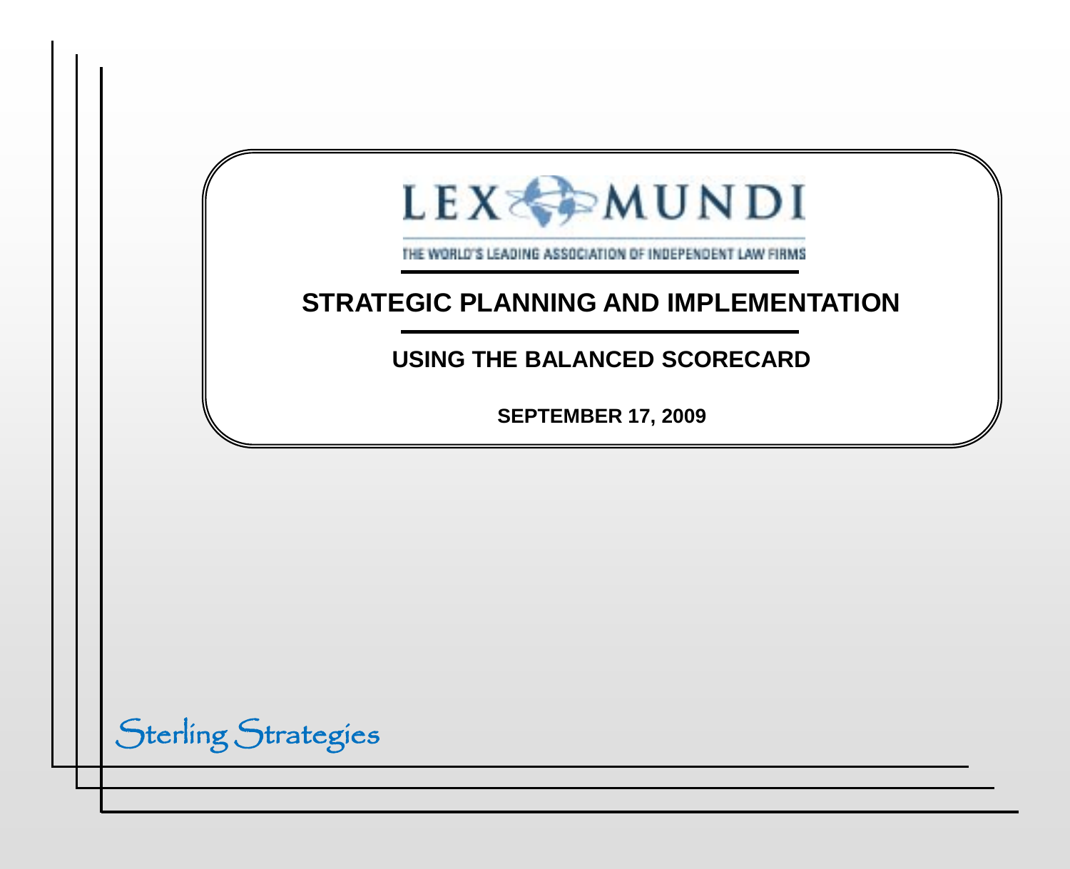LEX MUNDI

THE WORLD'S LEADING ASSOCIATION OF INDEPENDENT LAW FIRMS

# STRATEGIC PLANNING AND IMPLEMENTATION

## USING THE BALANCED SCORECARD

**SEPTEMBER 17, 2009**

Sterling Strategies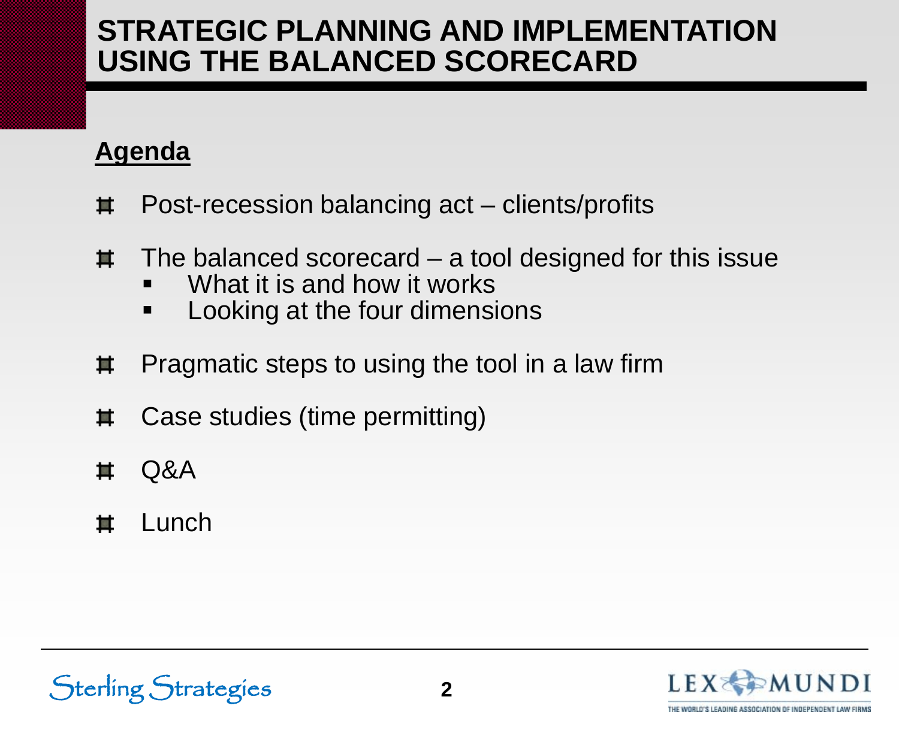# STRATEGIC PLANNING AND IMPLEMENTATION USING THE BALANCED SCORECARD

**Agenda**

- Post-recession balancing act – clients/profits
- The balanced scorecard – a tool designed for this issue
  - What it is and how it works
  - Looking at the four dimensions
- Pragmatic steps to using the tool in a law firm
- Case studies (time permitting)
- Q&A
- Lunch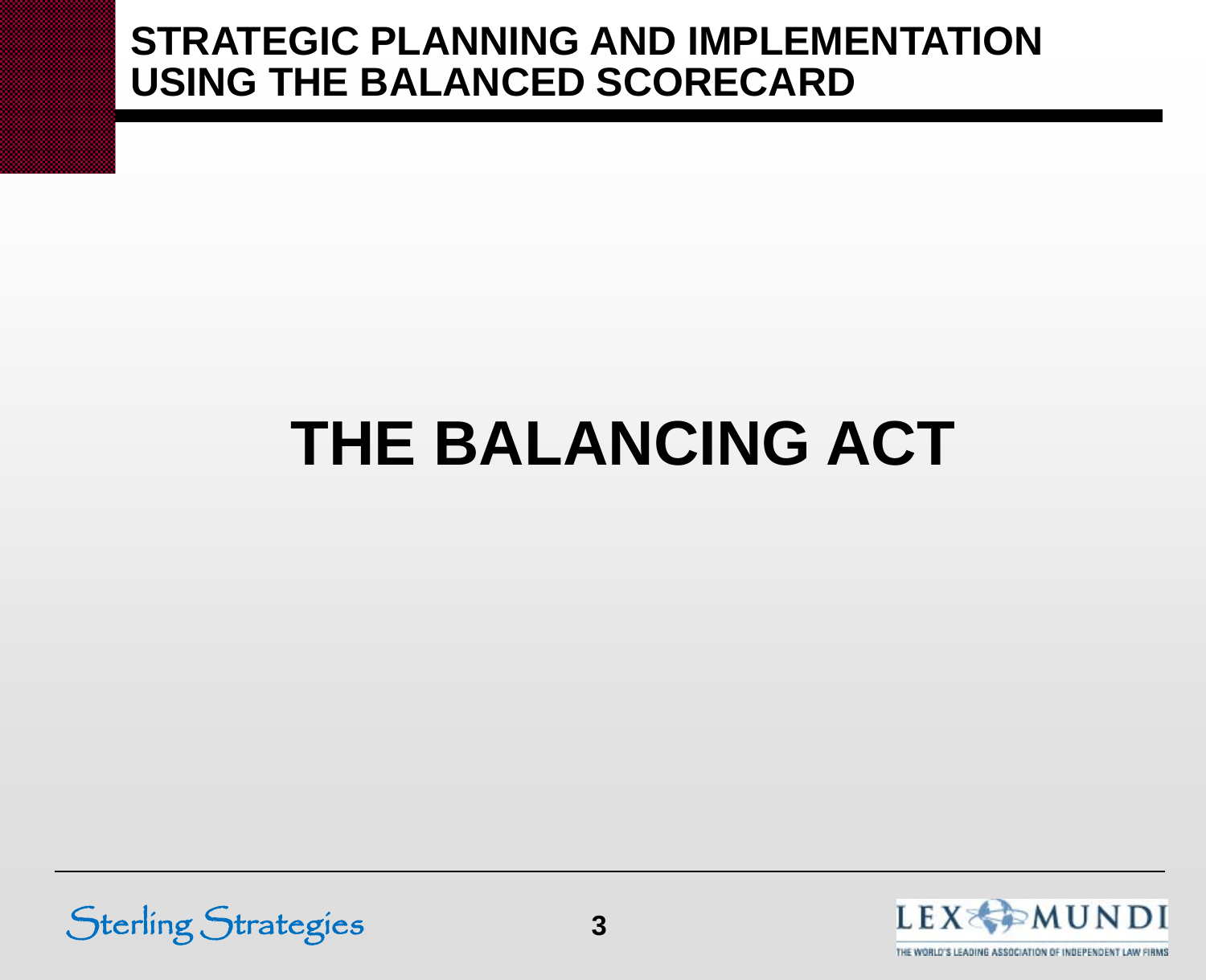# THE BALANCING ACT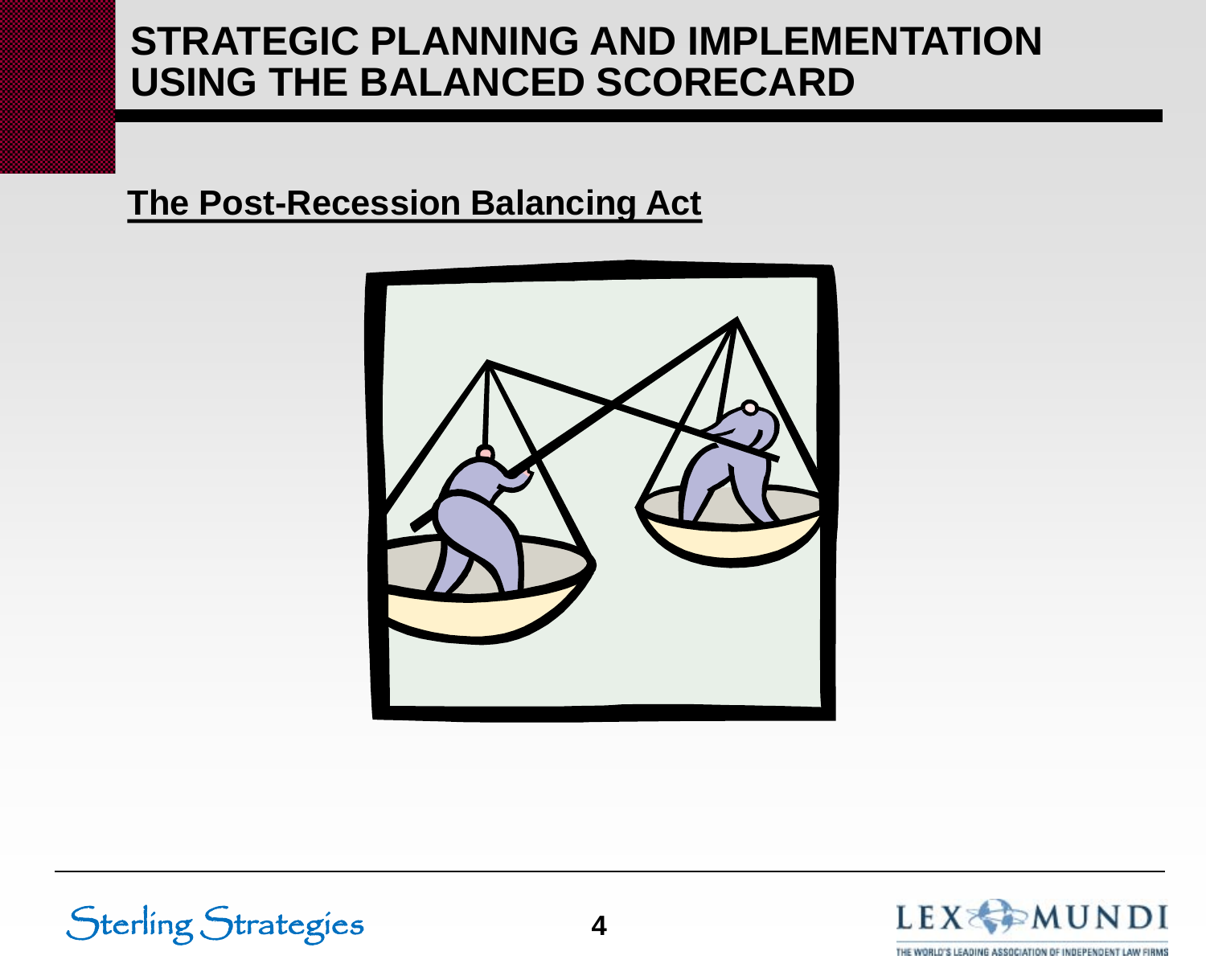# STRATEGIC PLANNING AND IMPLEMENTATION USING THE BALANCED SCORECARD

## The Post-Recession Balancing Act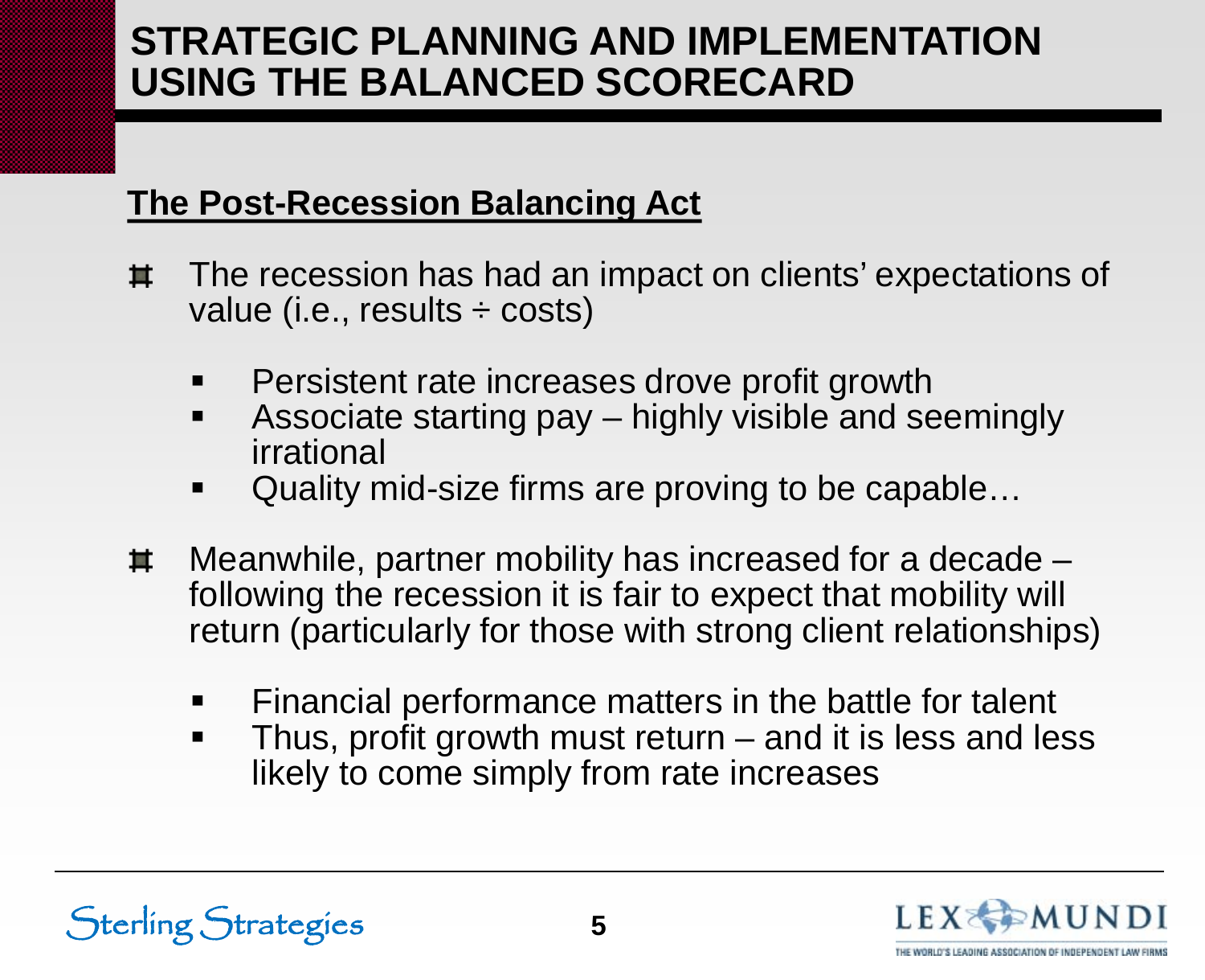# STRATEGIC PLANNING AND IMPLEMENTATION USING THE BALANCED SCORECARD

## The Post-Recession Balancing Act

- The recession has had an impact on clients' expectations of value (i.e., results ÷ costs)
  - Persistent rate increases drove profit growth
  - Associate starting pay – highly visible and seemingly irrational
  - Quality mid-size firms are proving to be capable…

- Meanwhile, partner mobility has increased for a decade – following the recession it is fair to expect that mobility will return (particularly for those with strong client relationships)
  - Financial performance matters in the battle for talent
  - Thus, profit growth must return – and it is less and less likely to come simply from rate increases

Sterling Strategies

LEX MUNDI
THE WORLD'S LEADING ASSOCIATION OF INDEPENDENT LAW FIRMS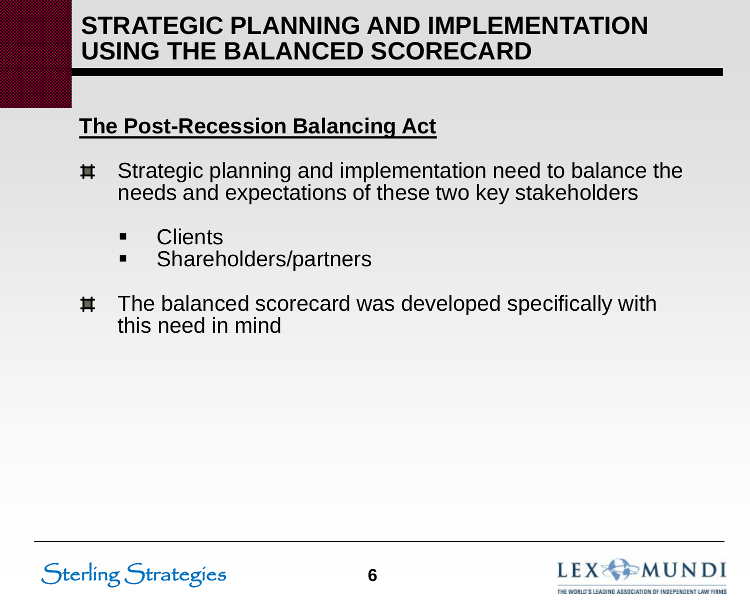# STRATEGIC PLANNING AND IMPLEMENTATION USING THE BALANCED SCORECARD

## The Post-Recession Balancing Act

- Strategic planning and implementation need to balance the needs and expectations of these two key stakeholders
  - Clients
  - Shareholders/partners
- The balanced scorecard was developed specifically with this need in mind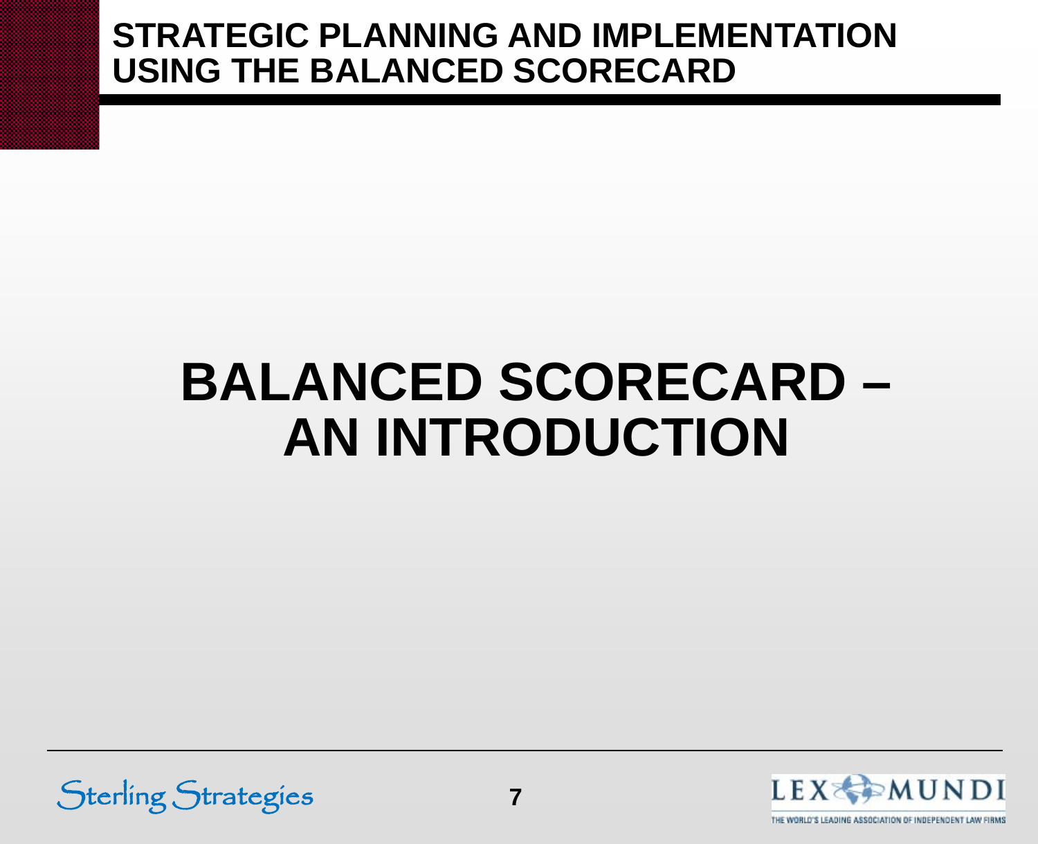# BALANCED SCORECARD – AN INTRODUCTION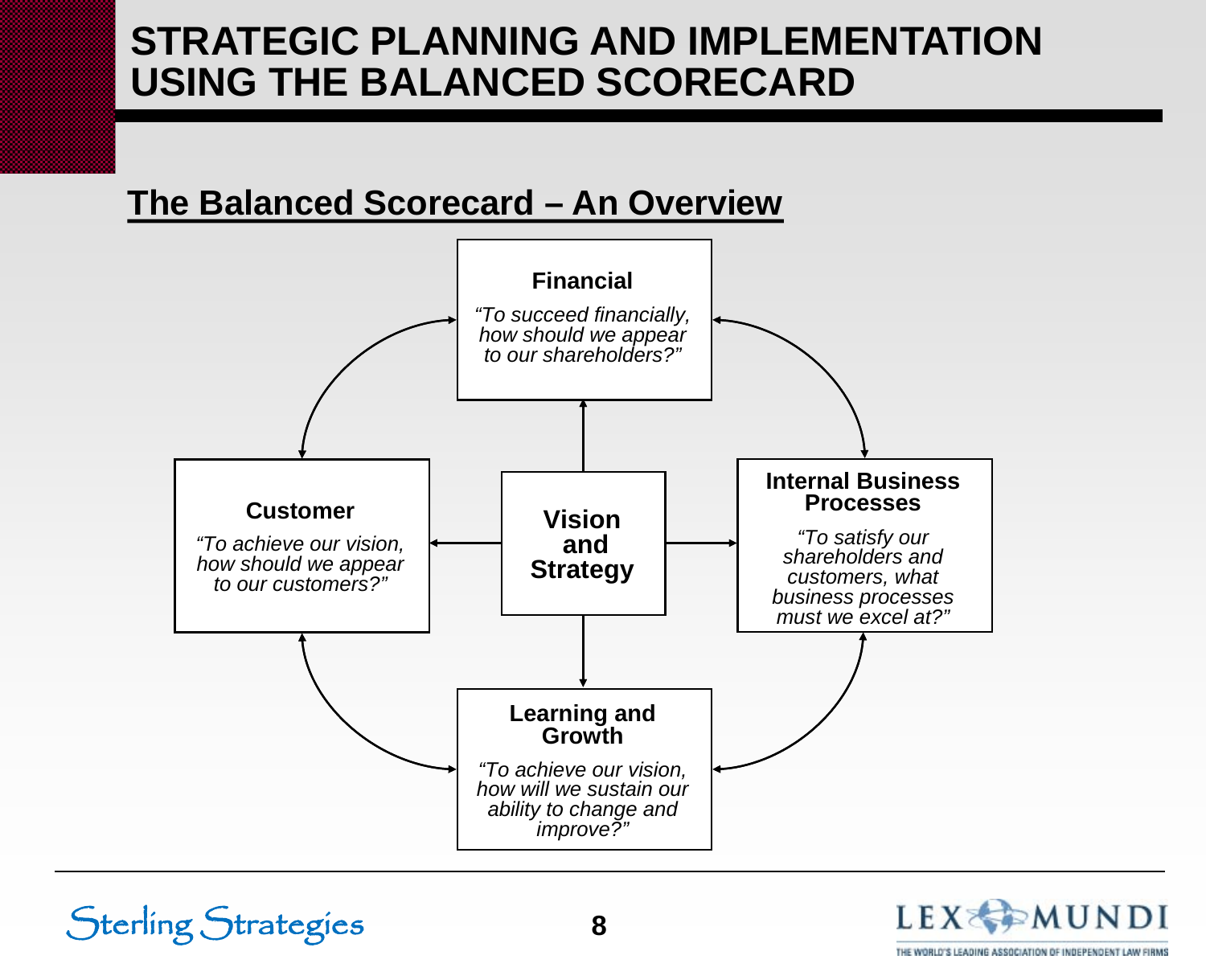# STRATEGIC PLANNING AND IMPLEMENTATION USING THE BALANCED SCORECARD

## The Balanced Scorecard – An Overview

**Financial**

*"To succeed financially, how should we appear to our shareholders?"*

**Customer**

*"To achieve our vision, how should we appear to our customers?"*

**Vision and Strategy**

**Internal Business Processes**

*"To satisfy our shareholders and customers, what business processes must we excel at?"*

**Learning and Growth**

*"To achieve our vision, how will we sustain our ability to change and improve?"*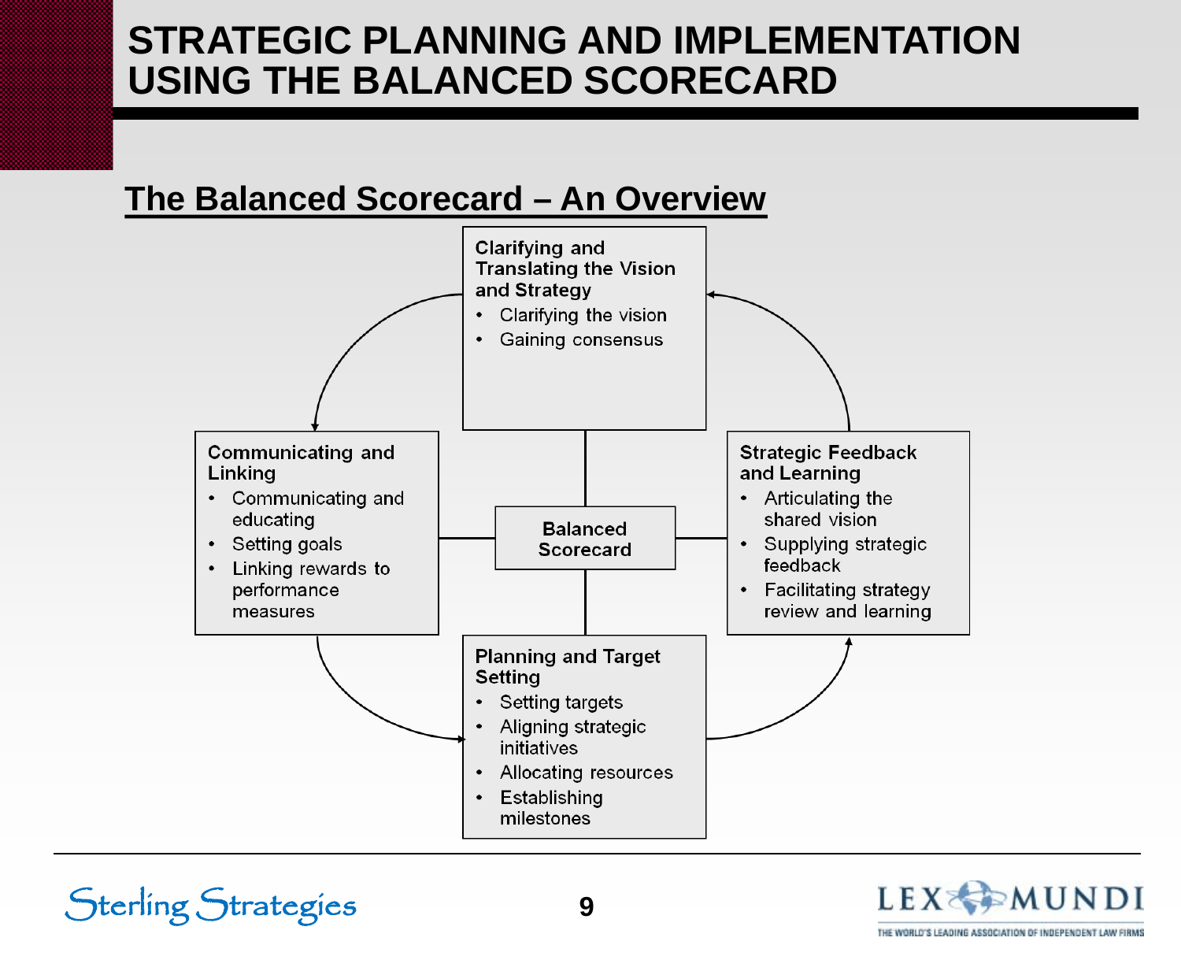# STRATEGIC PLANNING AND IMPLEMENTATION USING THE BALANCED SCORECARD

## The Balanced Scorecard – An Overview

**Balanced Scorecard**

**Clarifying and Translating the Vision and Strategy**
- Clarifying the vision
- Gaining consensus

**Communicating and Linking**
- Communicating and educating
- Setting goals
- Linking rewards to performance measures

**Planning and Target Setting**
- Setting targets
- Aligning strategic initiatives
- Allocating resources
- Establishing milestones

**Strategic Feedback and Learning**
- Articulating the shared vision
- Supplying strategic feedback
- Facilitating strategy review and learning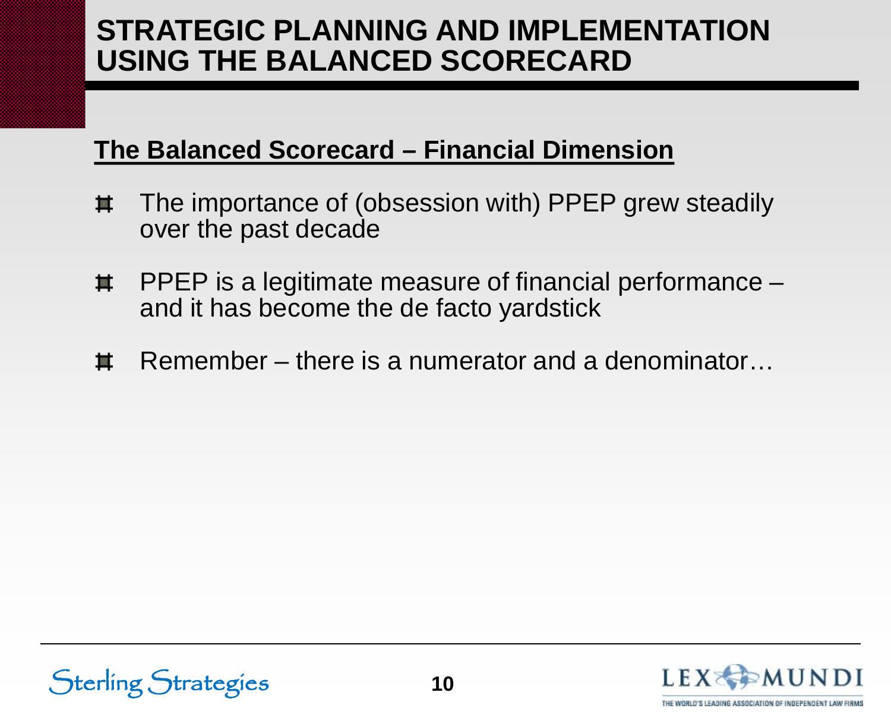# STRATEGIC PLANNING AND IMPLEMENTATION USING THE BALANCED SCORECARD

## The Balanced Scorecard – Financial Dimension

- The importance of (obsession with) PPEP grew steadily over the past decade
- PPEP is a legitimate measure of financial performance – and it has become the de facto yardstick
- Remember – there is a numerator and a denominator…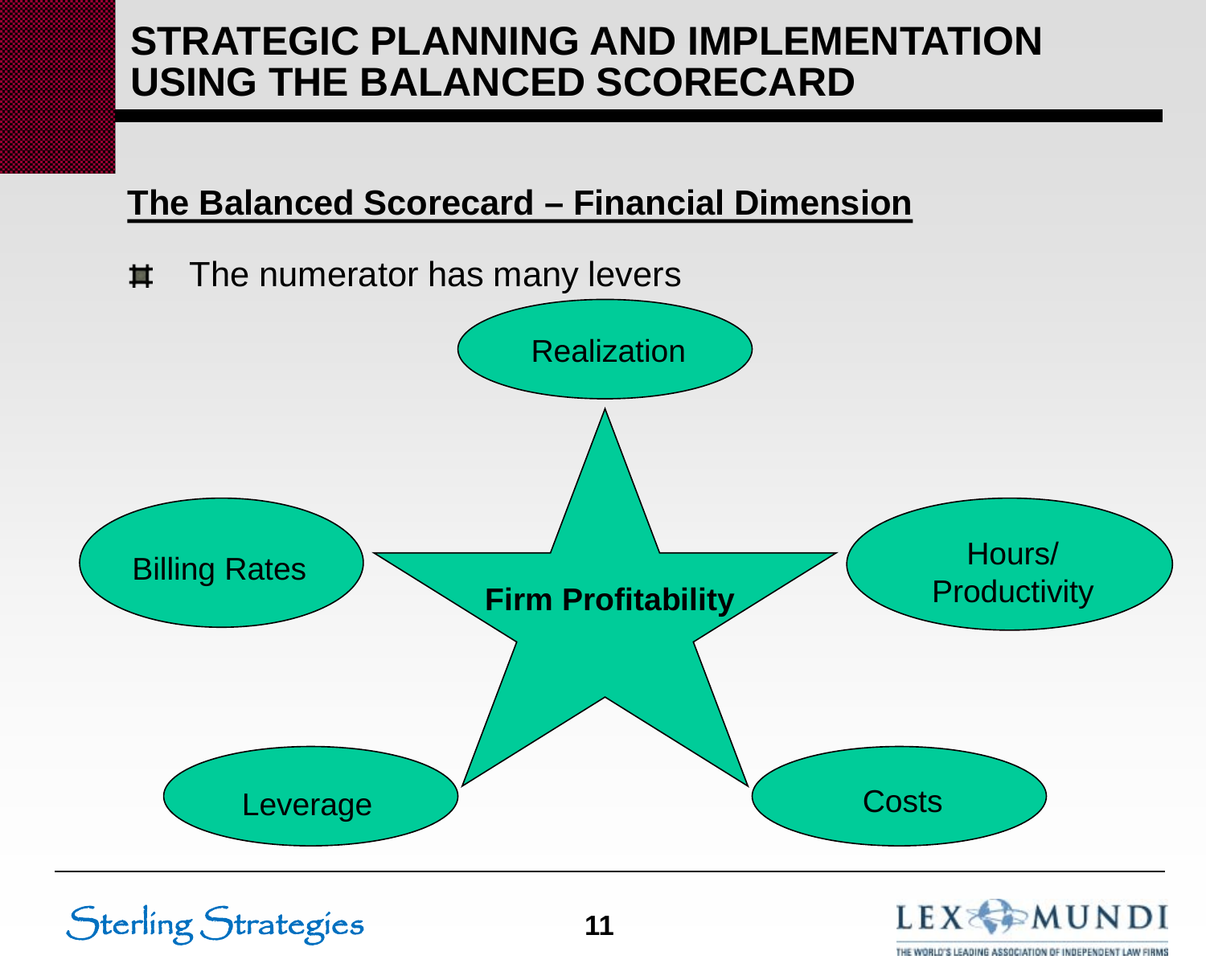# STRATEGIC PLANNING AND IMPLEMENTATION USING THE BALANCED SCORECARD

## The Balanced Scorecard – Financial Dimension

- The numerator has many levers

**Firm Profitability**

- Realization
- Hours/ Productivity
- Costs
- Leverage
- Billing Rates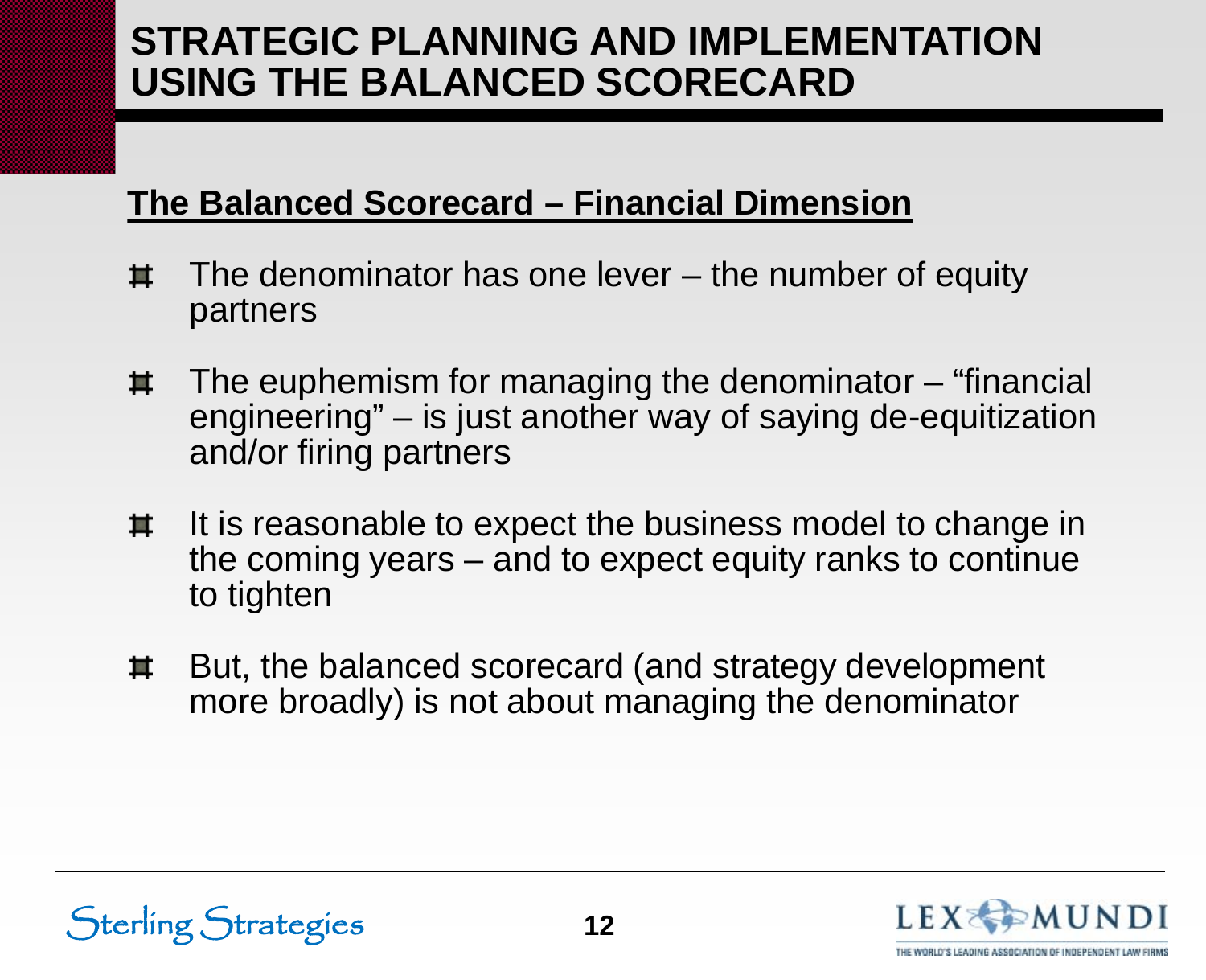# STRATEGIC PLANNING AND IMPLEMENTATION USING THE BALANCED SCORECARD

## The Balanced Scorecard – Financial Dimension

- The denominator has one lever – the number of equity partners
- The euphemism for managing the denominator – "financial engineering" – is just another way of saying de-equitization and/or firing partners
- It is reasonable to expect the business model to change in the coming years – and to expect equity ranks to continue to tighten
- But, the balanced scorecard (and strategy development more broadly) is not about managing the denominator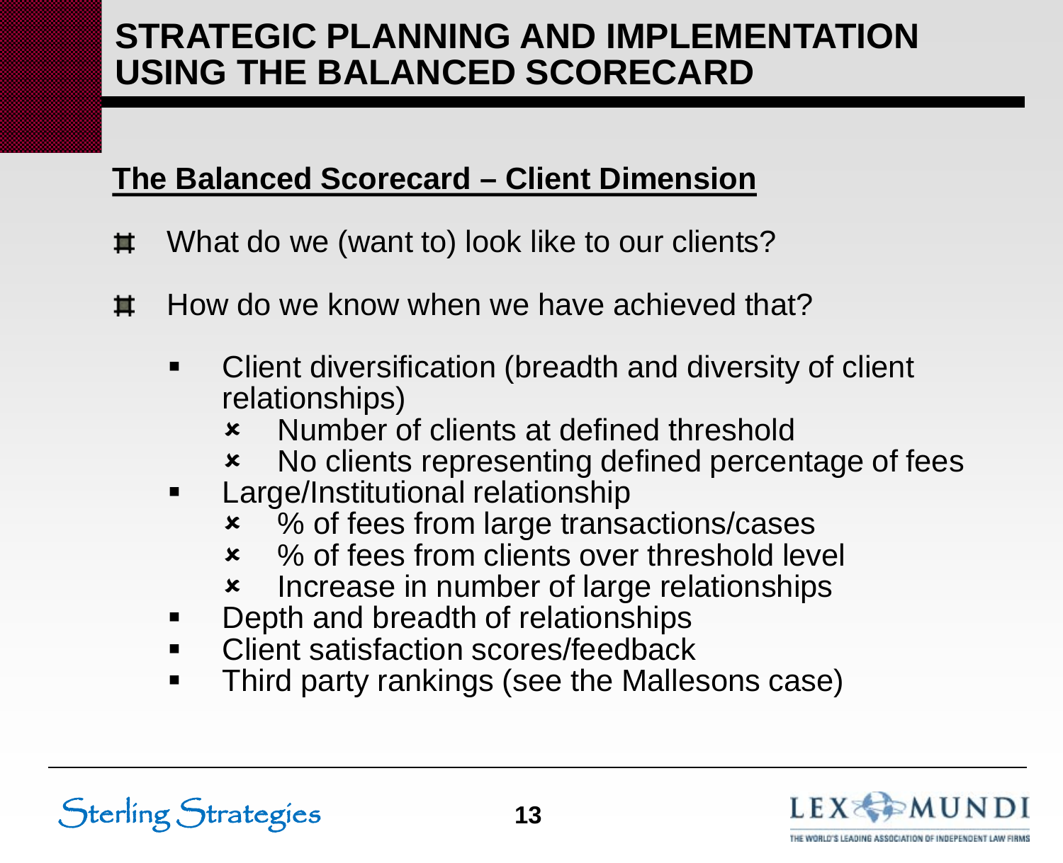# STRATEGIC PLANNING AND IMPLEMENTATION USING THE BALANCED SCORECARD

## The Balanced Scorecard – Client Dimension

- What do we (want to) look like to our clients?
- How do we know when we have achieved that?
  - Client diversification (breadth and diversity of client relationships)
    - Number of clients at defined threshold
    - No clients representing defined percentage of fees
  - Large/Institutional relationship
    - % of fees from large transactions/cases
    - % of fees from clients over threshold level
    - Increase in number of large relationships
  - Depth and breadth of relationships
  - Client satisfaction scores/feedback
  - Third party rankings (see the Mallesons case)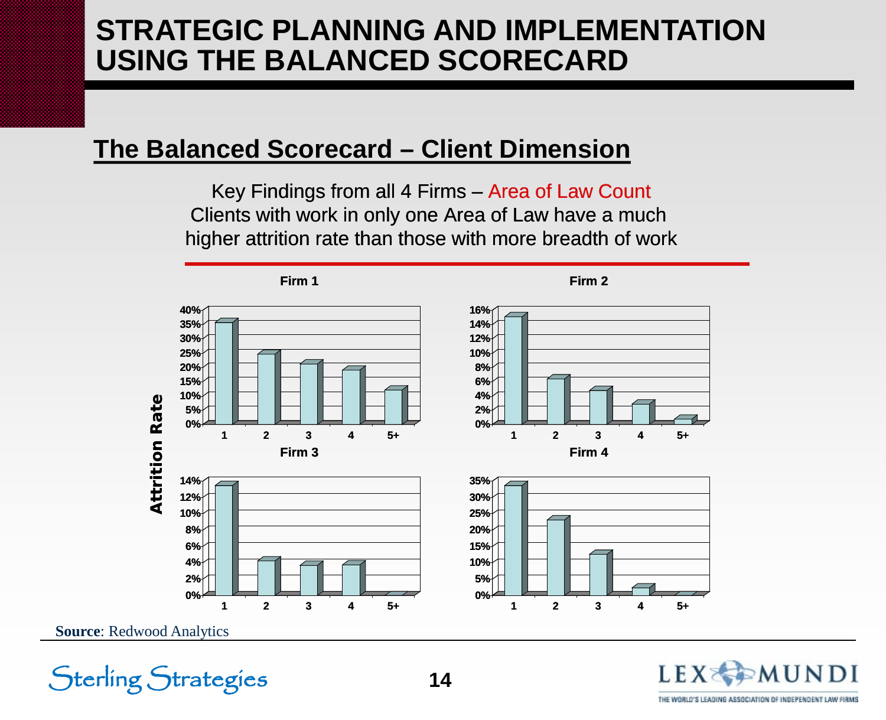# STRATEGIC PLANNING AND IMPLEMENTATION USING THE BALANCED SCORECARD

## The Balanced Scorecard – Client Dimension

Key Findings from all 4 Firms – Area of Law Count
Clients with work in only one Area of Law have a much higher attrition rate than those with more breadth of work

**Firm 1**

**Firm 2**

**Firm 3**

**Firm 4**

Attrition Rate

**Source**: Redwood Analytics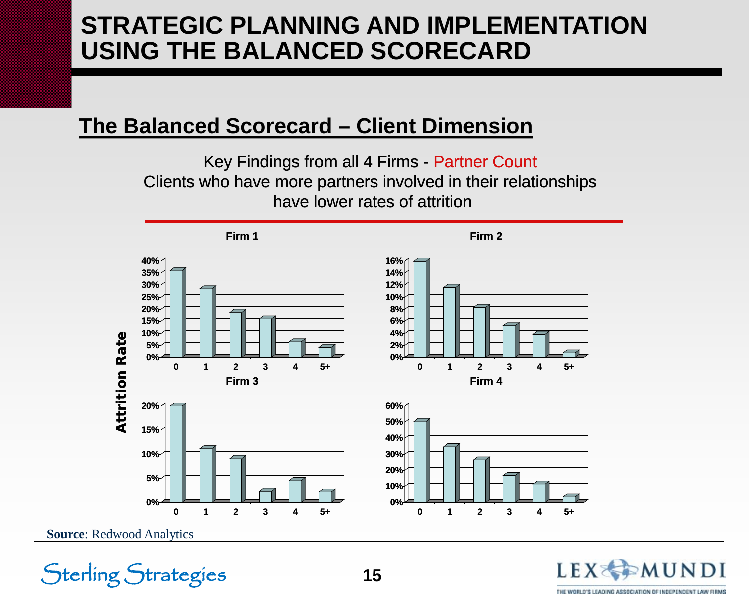# STRATEGIC PLANNING AND IMPLEMENTATION USING THE BALANCED SCORECARD

## The Balanced Scorecard – Client Dimension

Key Findings from all 4 Firms - Partner Count
Clients who have more partners involved in their relationships have lower rates of attrition

**Firm 1**

**Firm 2**

**Firm 3**

**Firm 4**

**Attrition Rate**

**Source**: Redwood Analytics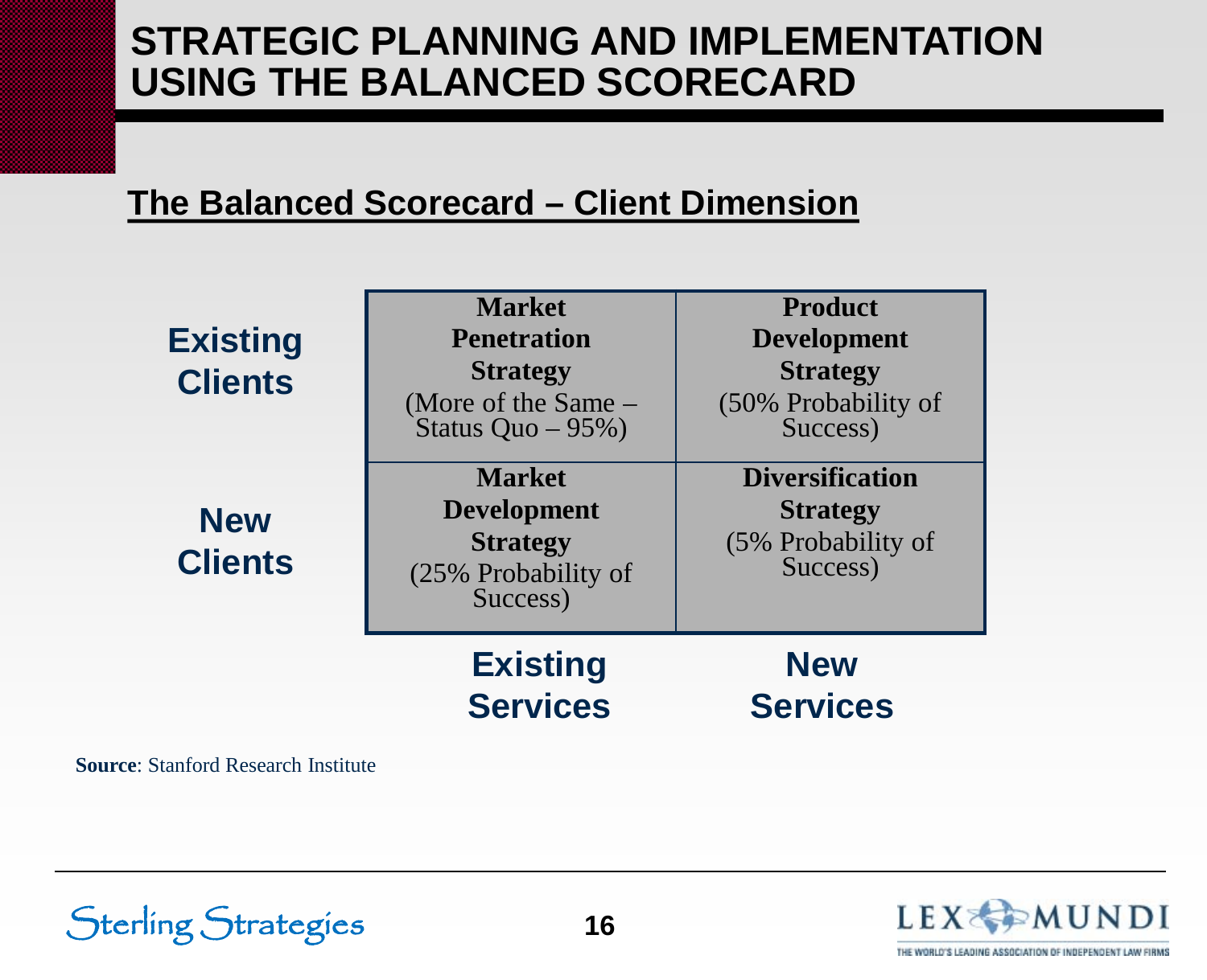# STRATEGIC PLANNING AND IMPLEMENTATION USING THE BALANCED SCORECARD

## The Balanced Scorecard – Client Dimension

| | Existing Services | New Services |
|---|---|---|
| **Existing Clients** | **Market Penetration Strategy** (More of the Same – Status Quo – 95%) | **Product Development Strategy** (50% Probability of Success) |
| **New Clients** | **Market Development Strategy** (25% Probability of Success) | **Diversification Strategy** (5% Probability of Success) |

**Source**: Stanford Research Institute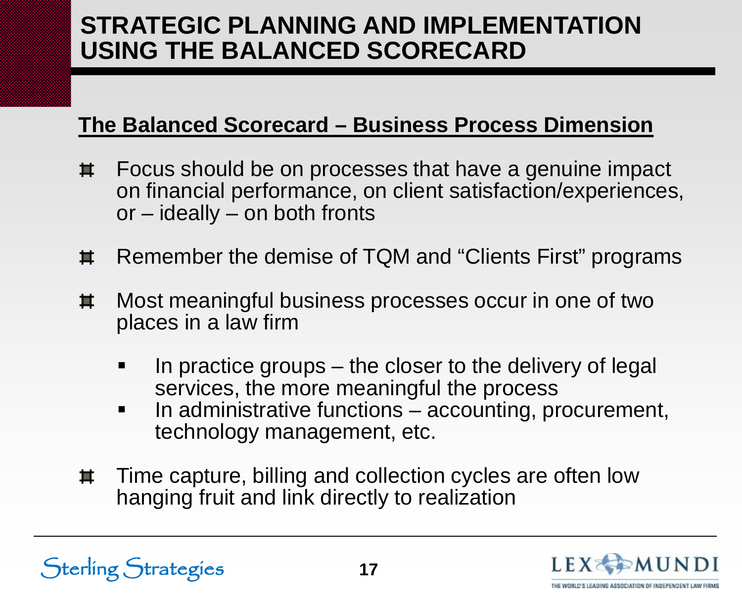# STRATEGIC PLANNING AND IMPLEMENTATION USING THE BALANCED SCORECARD

## The Balanced Scorecard – Business Process Dimension

- Focus should be on processes that have a genuine impact on financial performance, on client satisfaction/experiences, or – ideally – on both fronts
- Remember the demise of TQM and "Clients First" programs
- Most meaningful business processes occur in one of two places in a law firm
  - In practice groups – the closer to the delivery of legal services, the more meaningful the process
  - In administrative functions – accounting, procurement, technology management, etc.
- Time capture, billing and collection cycles are often low hanging fruit and link directly to realization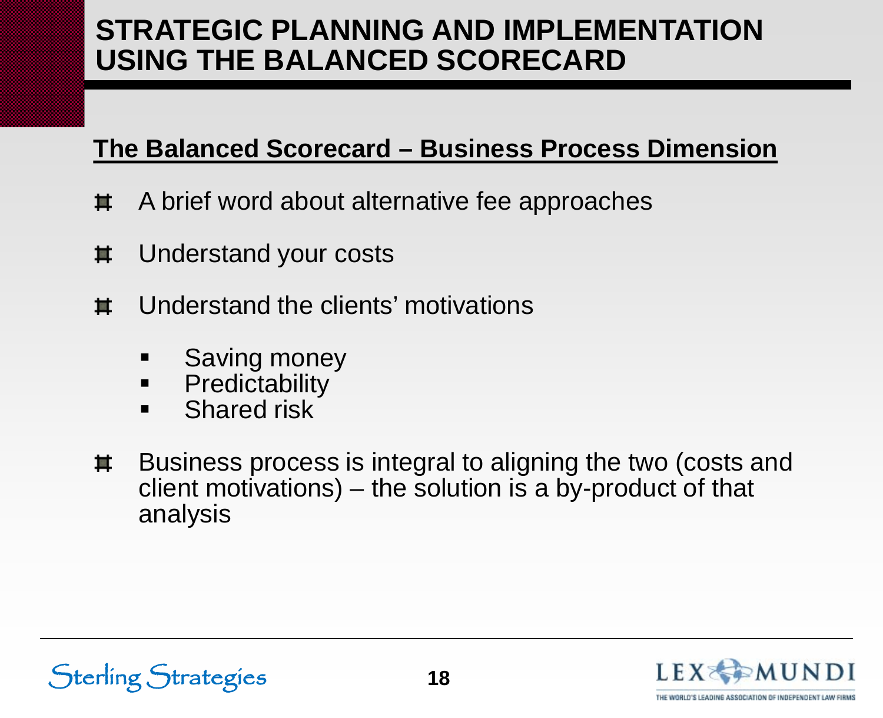# STRATEGIC PLANNING AND IMPLEMENTATION USING THE BALANCED SCORECARD

## The Balanced Scorecard – Business Process Dimension

- A brief word about alternative fee approaches
- Understand your costs
- Understand the clients' motivations
  - Saving money
  - Predictability
  - Shared risk
- Business process is integral to aligning the two (costs and client motivations) – the solution is a by-product of that analysis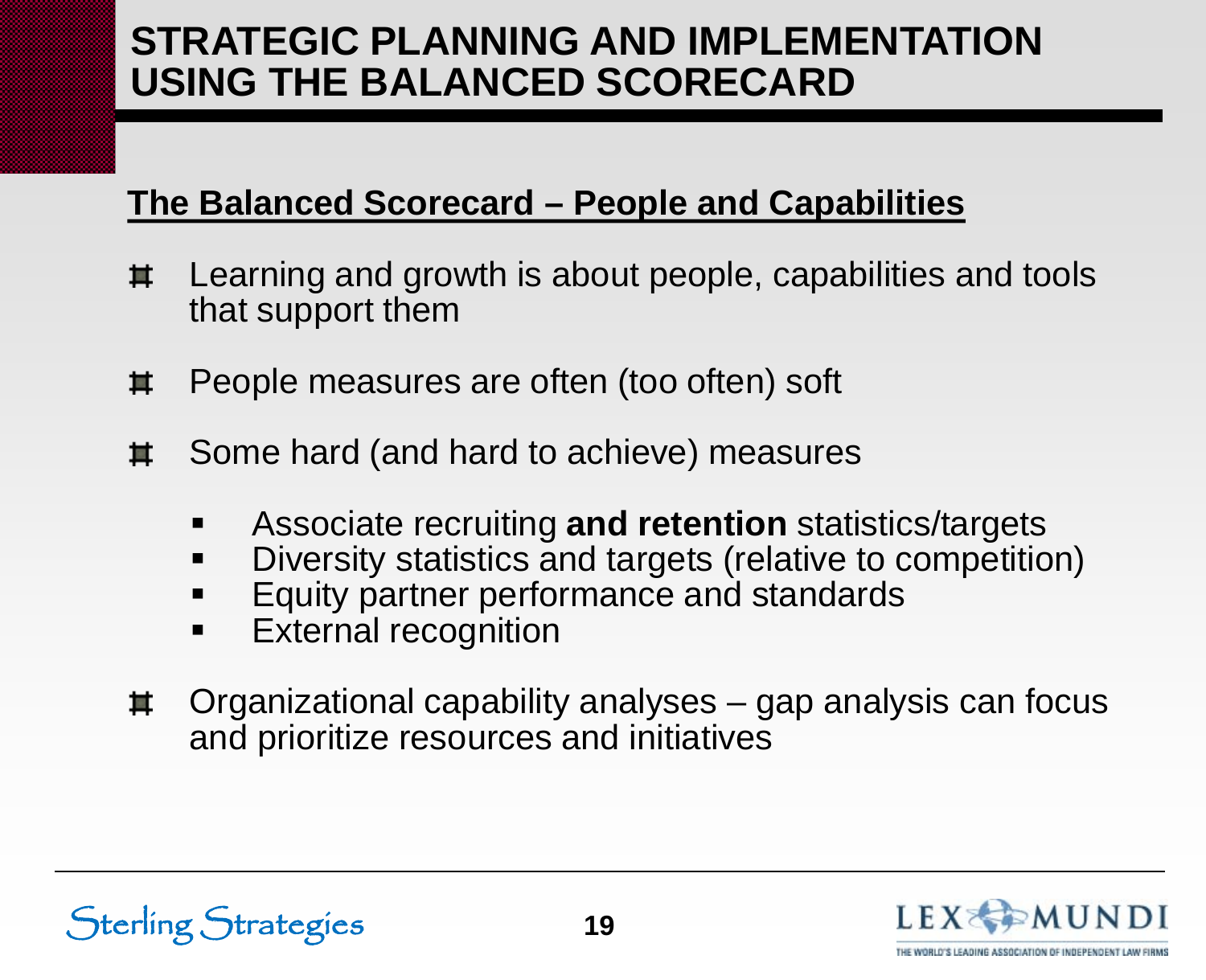# STRATEGIC PLANNING AND IMPLEMENTATION USING THE BALANCED SCORECARD

## The Balanced Scorecard – People and Capabilities

- Learning and growth is about people, capabilities and tools that support them
- People measures are often (too often) soft
- Some hard (and hard to achieve) measures
  - Associate recruiting **and retention** statistics/targets
  - Diversity statistics and targets (relative to competition)
  - Equity partner performance and standards
  - External recognition
- Organizational capability analyses – gap analysis can focus and prioritize resources and initiatives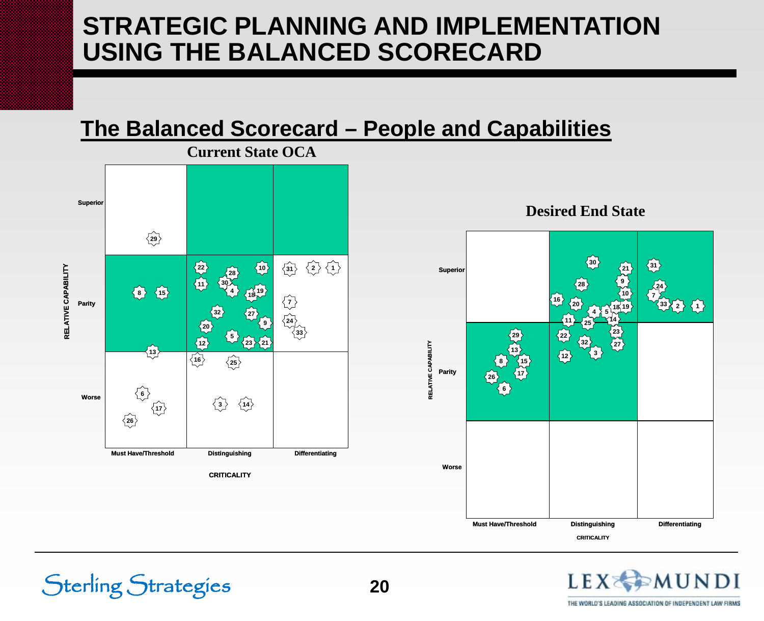# STRATEGIC PLANNING AND IMPLEMENTATION USING THE BALANCED SCORECARD

## The Balanced Scorecard – People and Capabilities

**Current State OCA**

| RELATIVE CAPABILITY | Must Have/Threshold | Distinguishing | Differentiating |
| --- | --- | --- | --- |
| Superior | 29 | | |
| Parity | 8, 15, 13 | 22, 28, 10, 11, 30, 4, 18, 19, 32, 27, 9, 20, 5, 12, 23, 21 | 31, 2, 1, 7, 24, 33 |
| Worse | 6, 17, 26 | 16, 25, 3, 14 | |

CRITICALITY

**Desired End State**

| RELATIVE CAPABILITY | Must Have/Threshold | Distinguishing | Differentiating |
| --- | --- | --- | --- |
| Superior | | 30, 21, 9, 28, 10, 16, 20, 4, 5, 18, 19, 11, 25, 14 | 31, 24, 7, 33, 2, 1 |
| Parity | 29, 13, 8, 15, 17, 26, 6 | 22, 23, 32, 27, 12, 3 | |
| Worse | | | |

CRITICALITY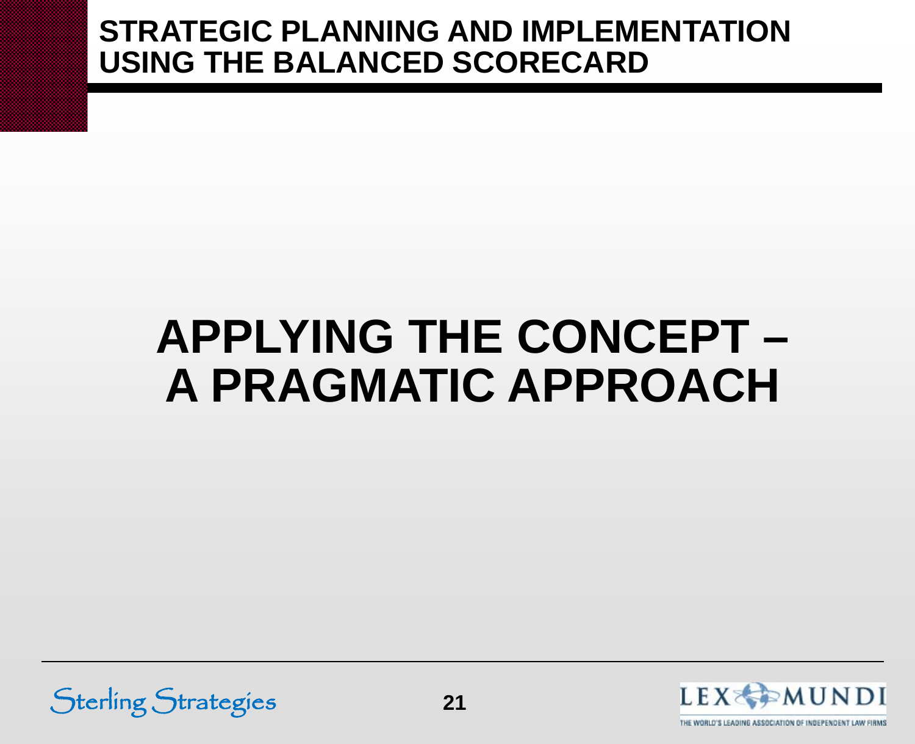# APPLYING THE CONCEPT – A PRAGMATIC APPROACH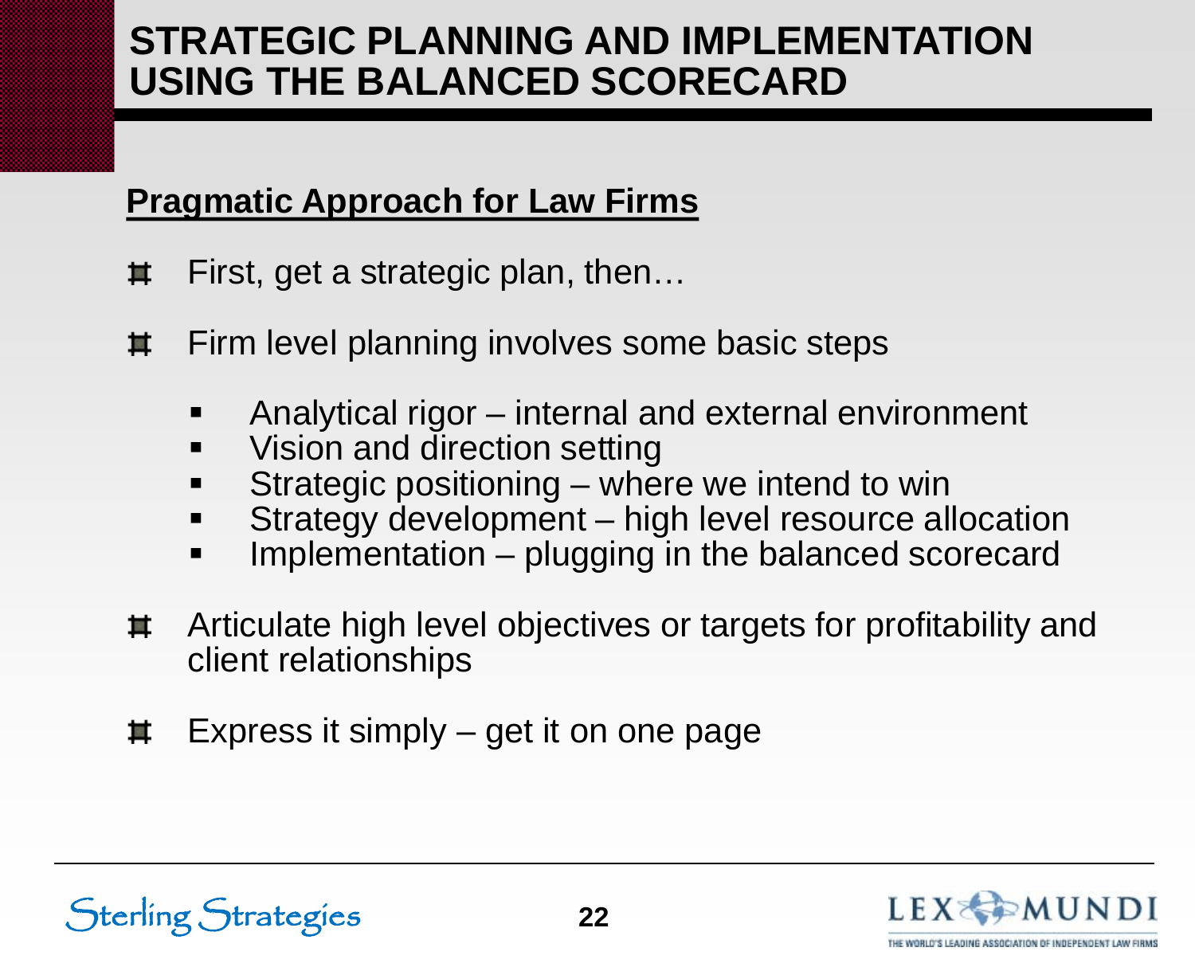# STRATEGIC PLANNING AND IMPLEMENTATION USING THE BALANCED SCORECARD

## Pragmatic Approach for Law Firms

- First, get a strategic plan, then…
- Firm level planning involves some basic steps
  - Analytical rigor – internal and external environment
  - Vision and direction setting
  - Strategic positioning – where we intend to win
  - Strategy development – high level resource allocation
  - Implementation – plugging in the balanced scorecard
- Articulate high level objectives or targets for profitability and client relationships
- Express it simply – get it on one page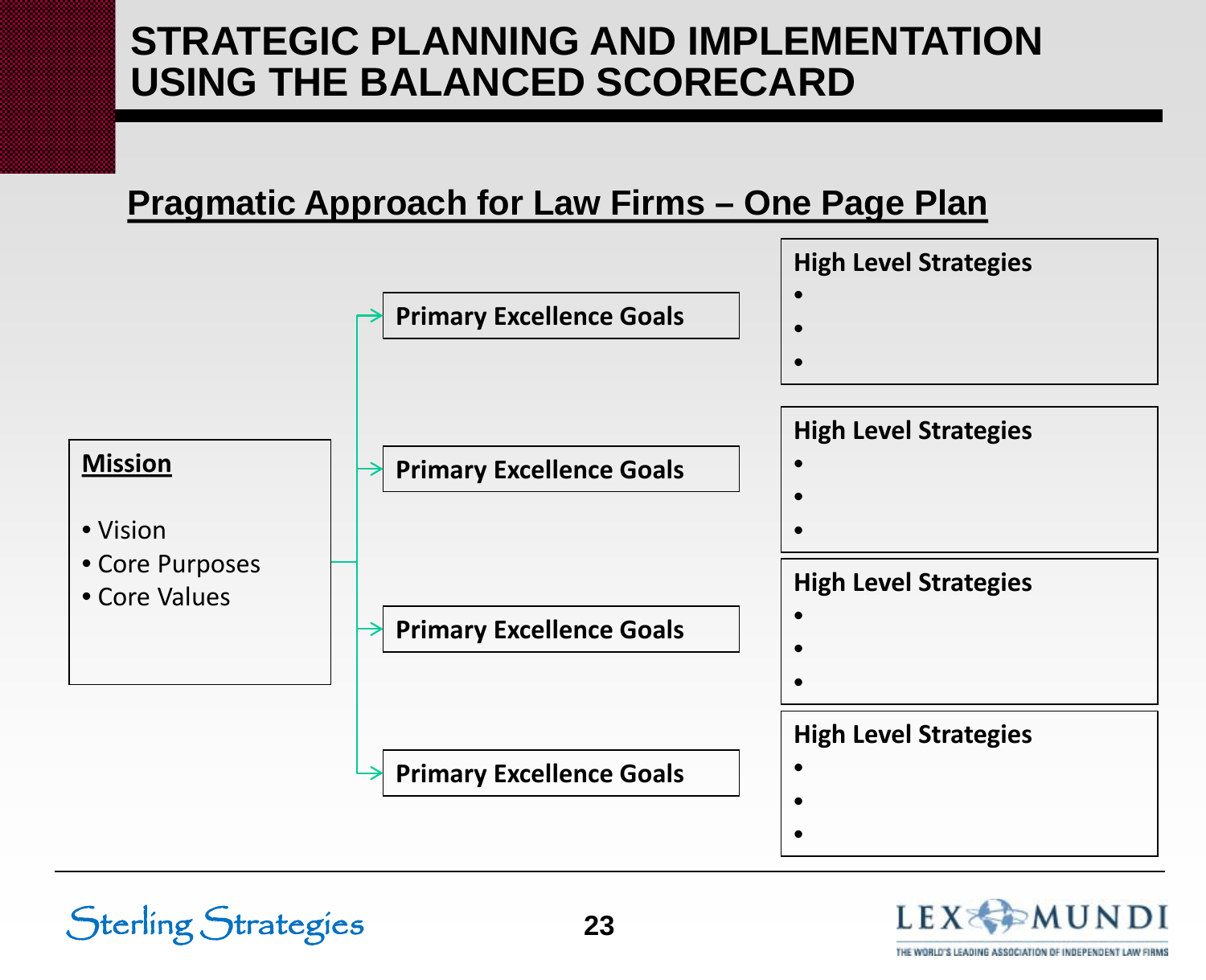# STRATEGIC PLANNING AND IMPLEMENTATION USING THE BALANCED SCORECARD

## Pragmatic Approach for Law Firms – One Page Plan

**Mission**

- Vision
- Core Purposes
- Core Values

**Primary Excellence Goals**

**High Level Strategies**

- 
- 
- 

**Primary Excellence Goals**

**High Level Strategies**

- 
- 
- 

**Primary Excellence Goals**

**High Level Strategies**

- 
- 
- 

**Primary Excellence Goals**

**High Level Strategies**

- 
- 
-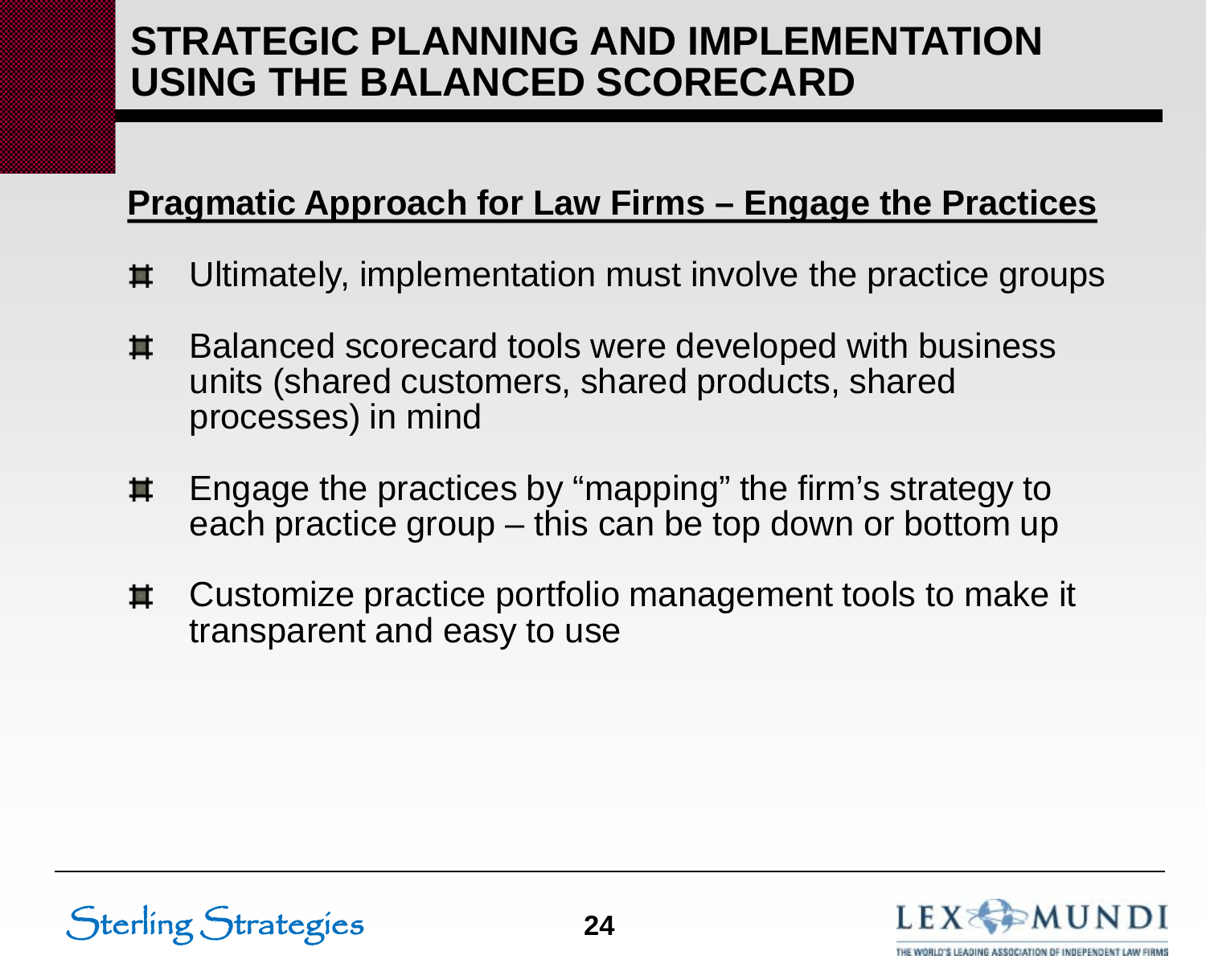# STRATEGIC PLANNING AND IMPLEMENTATION USING THE BALANCED SCORECARD

## Pragmatic Approach for Law Firms – Engage the Practices

- Ultimately, implementation must involve the practice groups
- Balanced scorecard tools were developed with business units (shared customers, shared products, shared processes) in mind
- Engage the practices by “mapping” the firm’s strategy to each practice group – this can be top down or bottom up
- Customize practice portfolio management tools to make it transparent and easy to use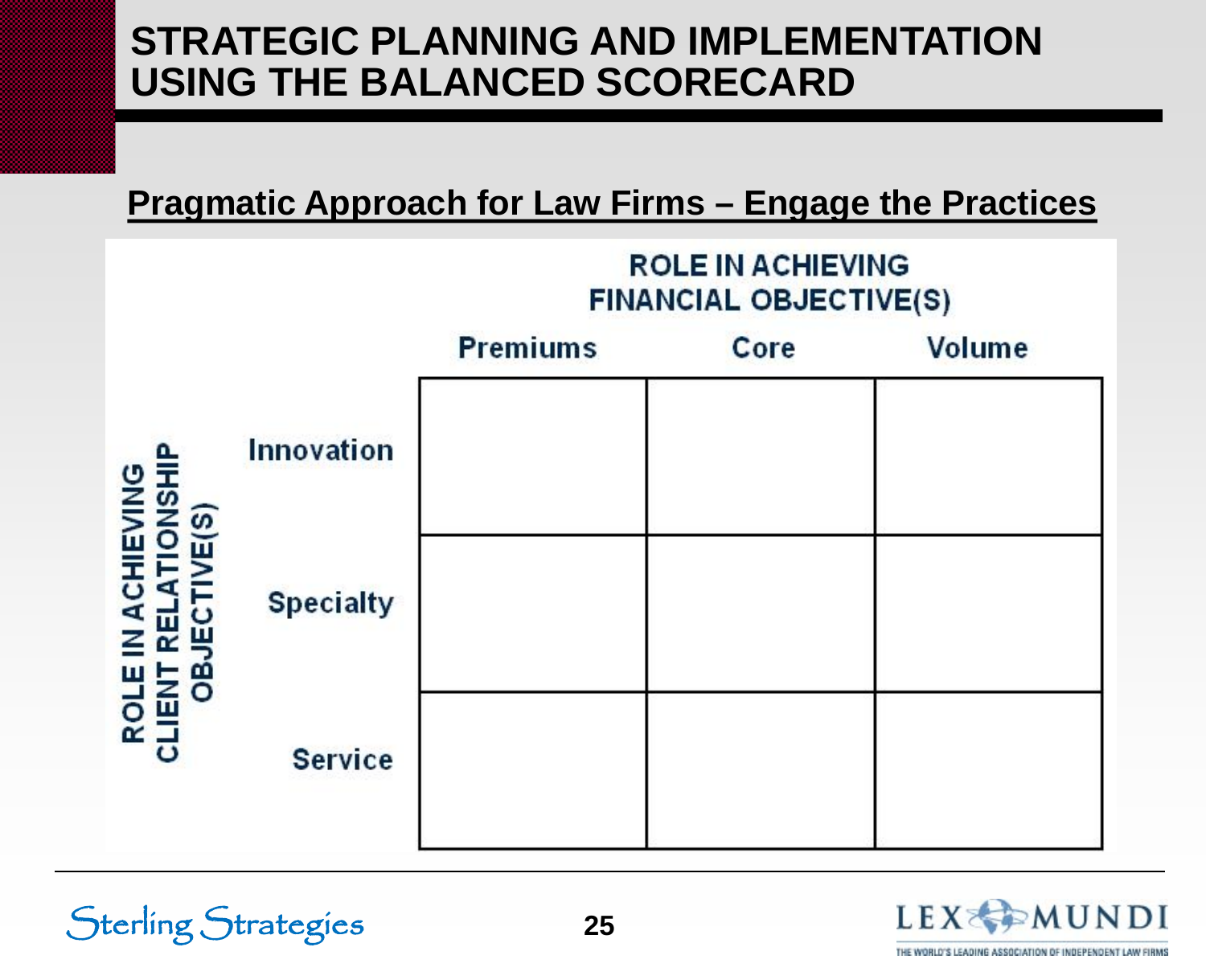# STRATEGIC PLANNING AND IMPLEMENTATION USING THE BALANCED SCORECARD

## Pragmatic Approach for Law Firms – Engage the Practices

| ROLE IN ACHIEVING CLIENT RELATIONSHIP OBJECTIVE(S) | ROLE IN ACHIEVING FINANCIAL OBJECTIVE(S) | | |
|---|---|---|---|
| | Premiums | Core | Volume |
| Innovation | | | |
| Specialty | | | |
| Service | | | |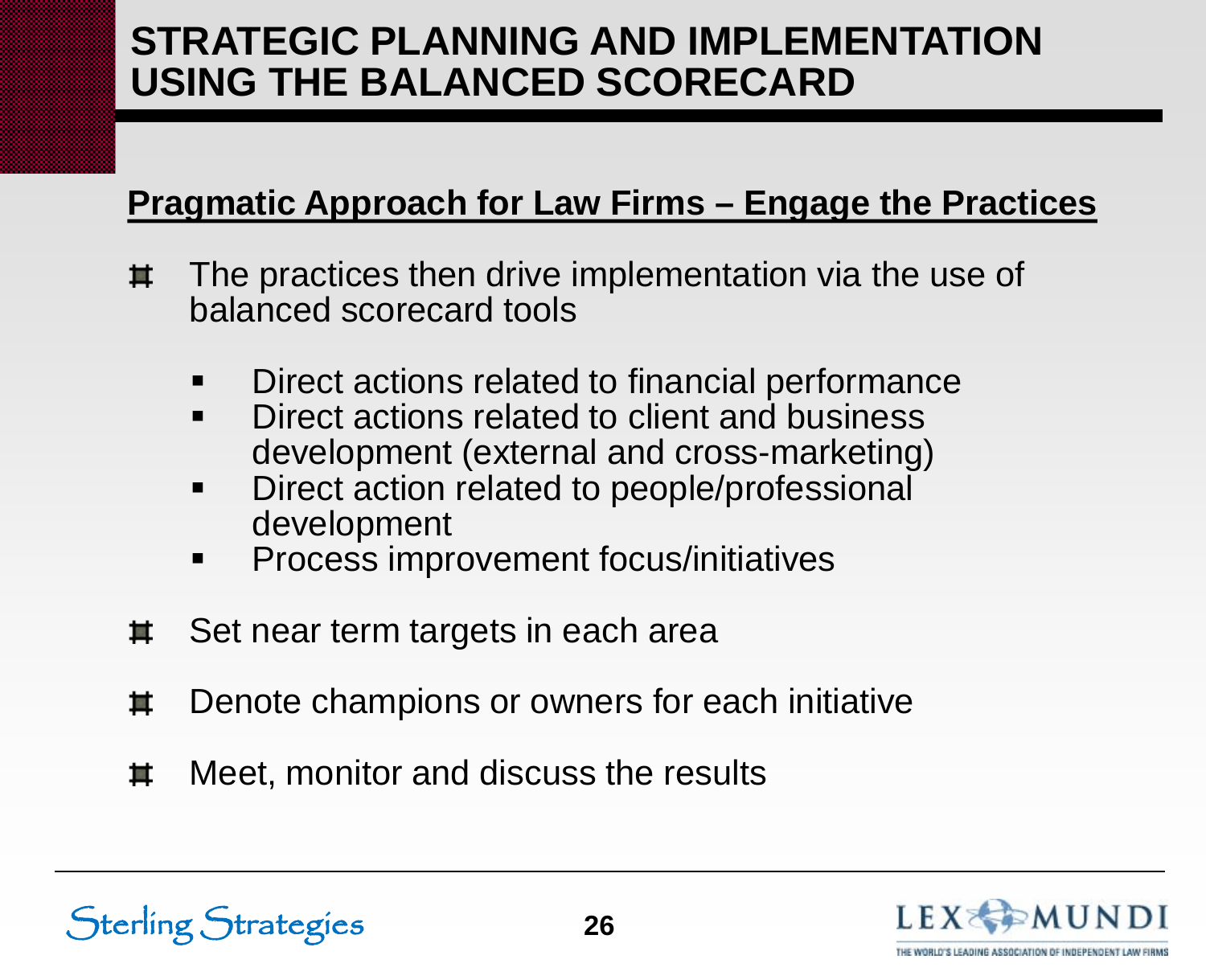# STRATEGIC PLANNING AND IMPLEMENTATION USING THE BALANCED SCORECARD

## Pragmatic Approach for Law Firms – Engage the Practices

- The practices then drive implementation via the use of balanced scorecard tools
  - Direct actions related to financial performance
  - Direct actions related to client and business development (external and cross-marketing)
  - Direct action related to people/professional development
  - Process improvement focus/initiatives
- Set near term targets in each area
- Denote champions or owners for each initiative
- Meet, monitor and discuss the results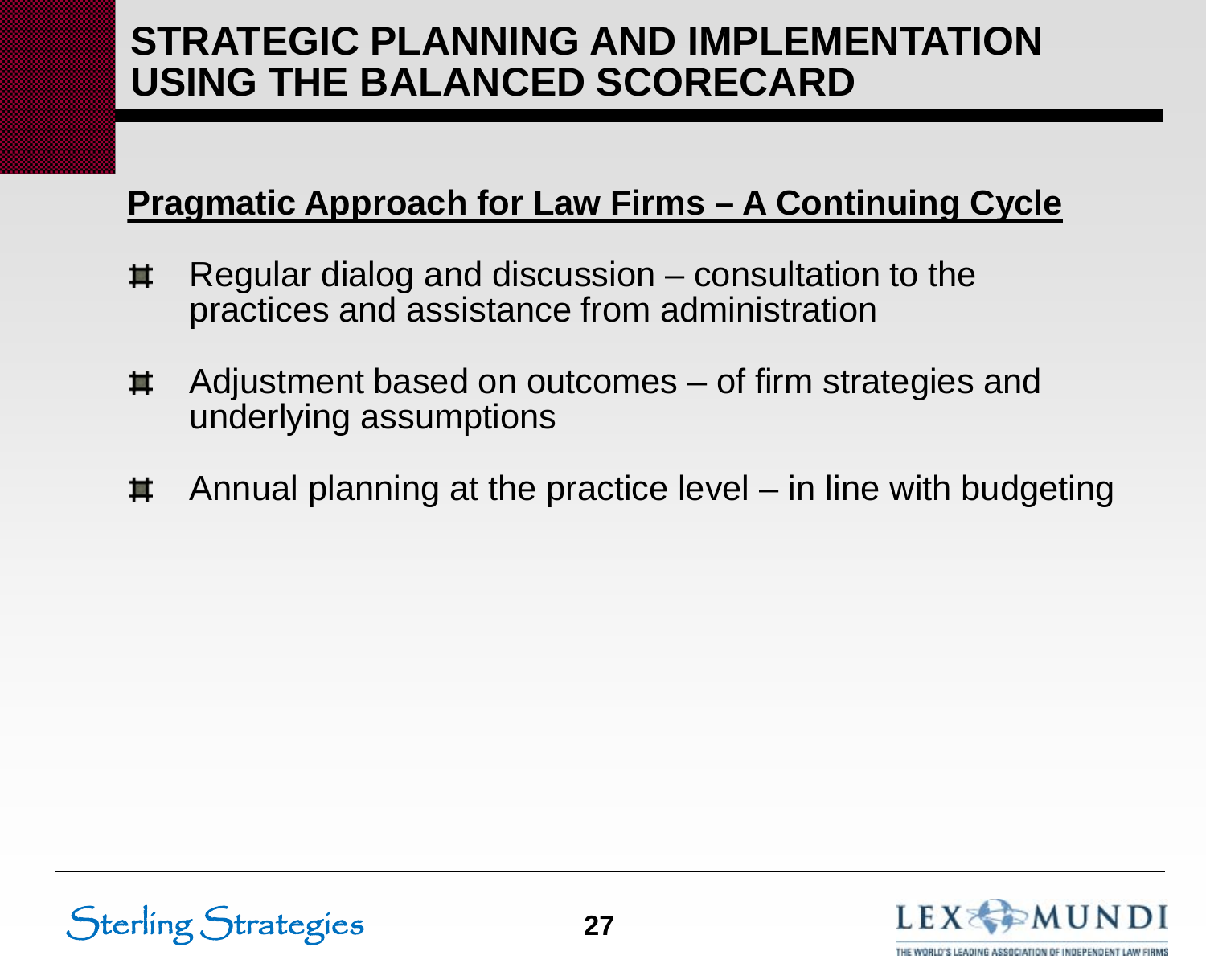# STRATEGIC PLANNING AND IMPLEMENTATION USING THE BALANCED SCORECARD

## Pragmatic Approach for Law Firms – A Continuing Cycle

- Regular dialog and discussion – consultation to the practices and assistance from administration
- Adjustment based on outcomes – of firm strategies and underlying assumptions
- Annual planning at the practice level – in line with budgeting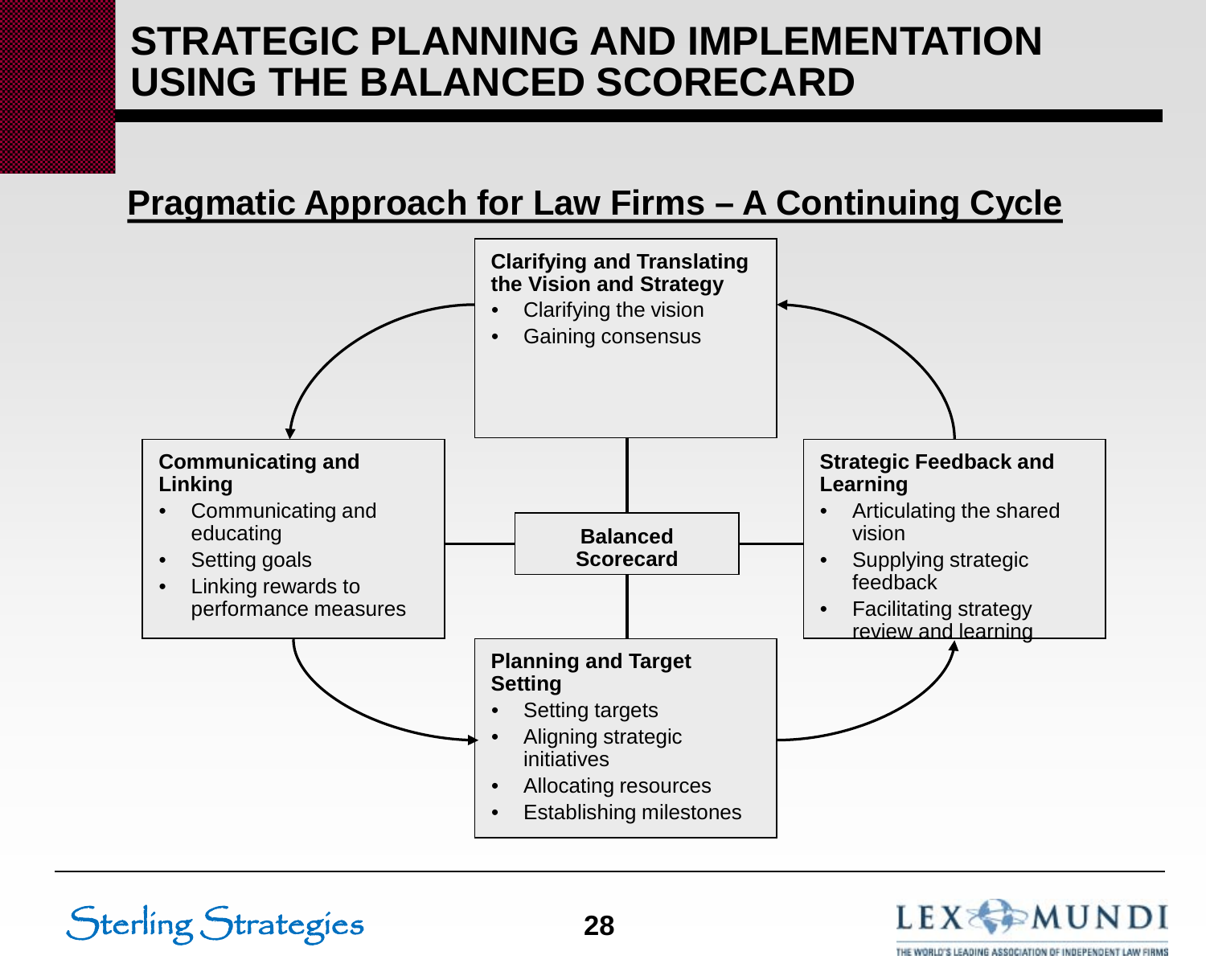# STRATEGIC PLANNING AND IMPLEMENTATION USING THE BALANCED SCORECARD

## Pragmatic Approach for Law Firms – A Continuing Cycle

**Clarifying and Translating the Vision and Strategy**
- Clarifying the vision
- Gaining consensus

**Communicating and Linking**
- Communicating and educating
- Setting goals
- Linking rewards to performance measures

**Balanced Scorecard**

**Strategic Feedback and Learning**
- Articulating the shared vision
- Supplying strategic feedback
- Facilitating strategy review and learning

**Planning and Target Setting**
- Setting targets
- Aligning strategic initiatives
- Allocating resources
- Establishing milestones

Sterling Strategies

LEX MUNDI
THE WORLD'S LEADING ASSOCIATION OF INDEPENDENT LAW FIRMS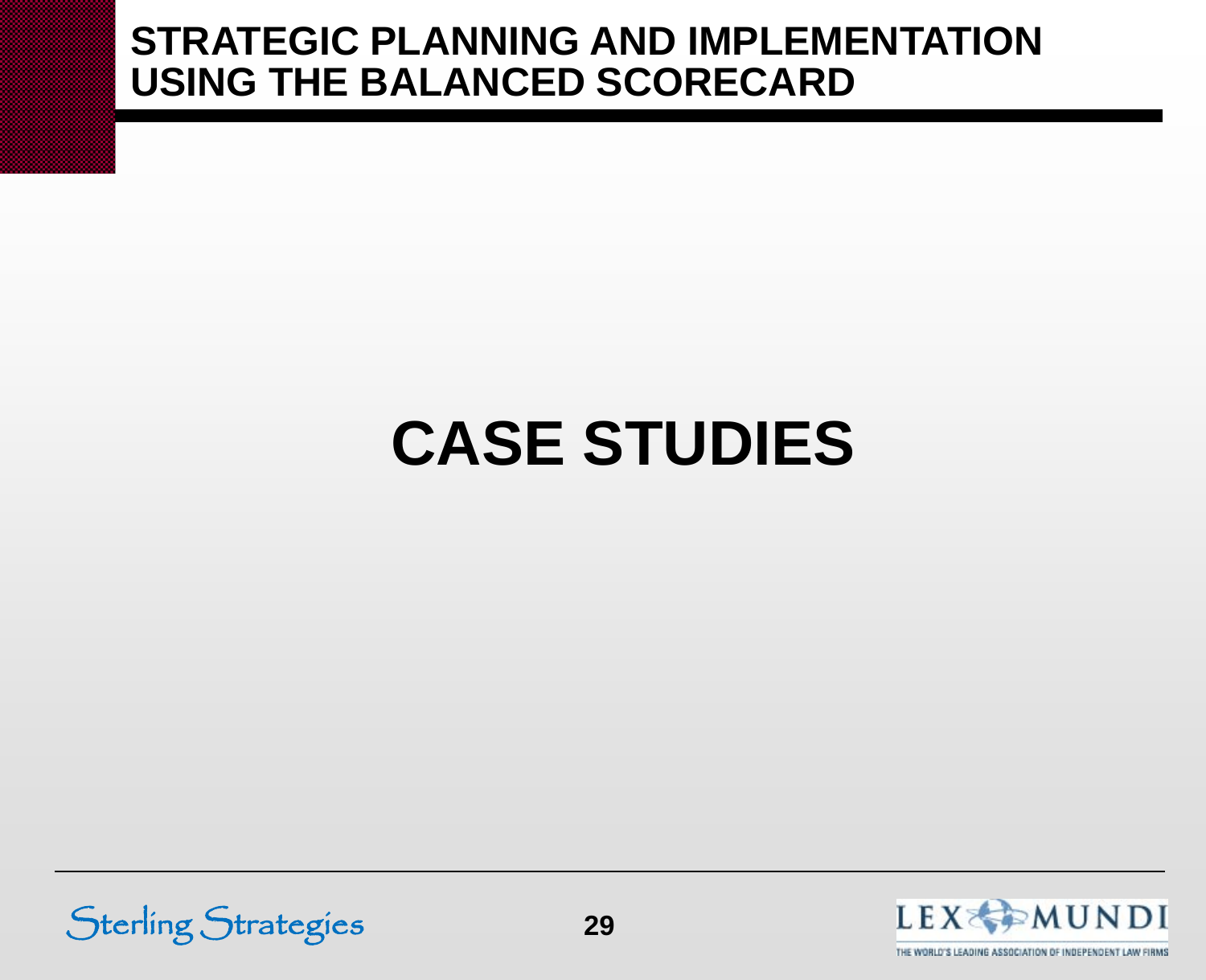# CASE STUDIES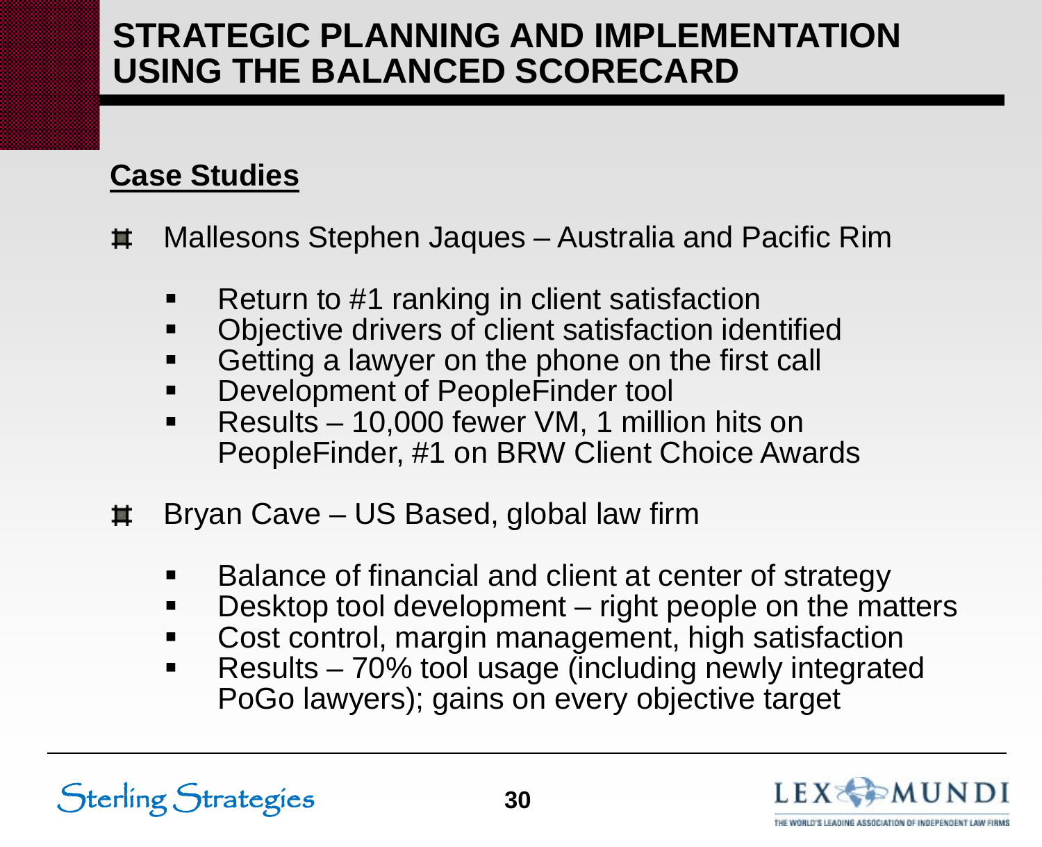# STRATEGIC PLANNING AND IMPLEMENTATION USING THE BALANCED SCORECARD

## Case Studies

- Mallesons Stephen Jaques – Australia and Pacific Rim
  - Return to #1 ranking in client satisfaction
  - Objective drivers of client satisfaction identified
  - Getting a lawyer on the phone on the first call
  - Development of PeopleFinder tool
  - Results – 10,000 fewer VM, 1 million hits on PeopleFinder, #1 on BRW Client Choice Awards

- Bryan Cave – US Based, global law firm
  - Balance of financial and client at center of strategy
  - Desktop tool development – right people on the matters
  - Cost control, margin management, high satisfaction
  - Results – 70% tool usage (including newly integrated PoGo lawyers); gains on every objective target